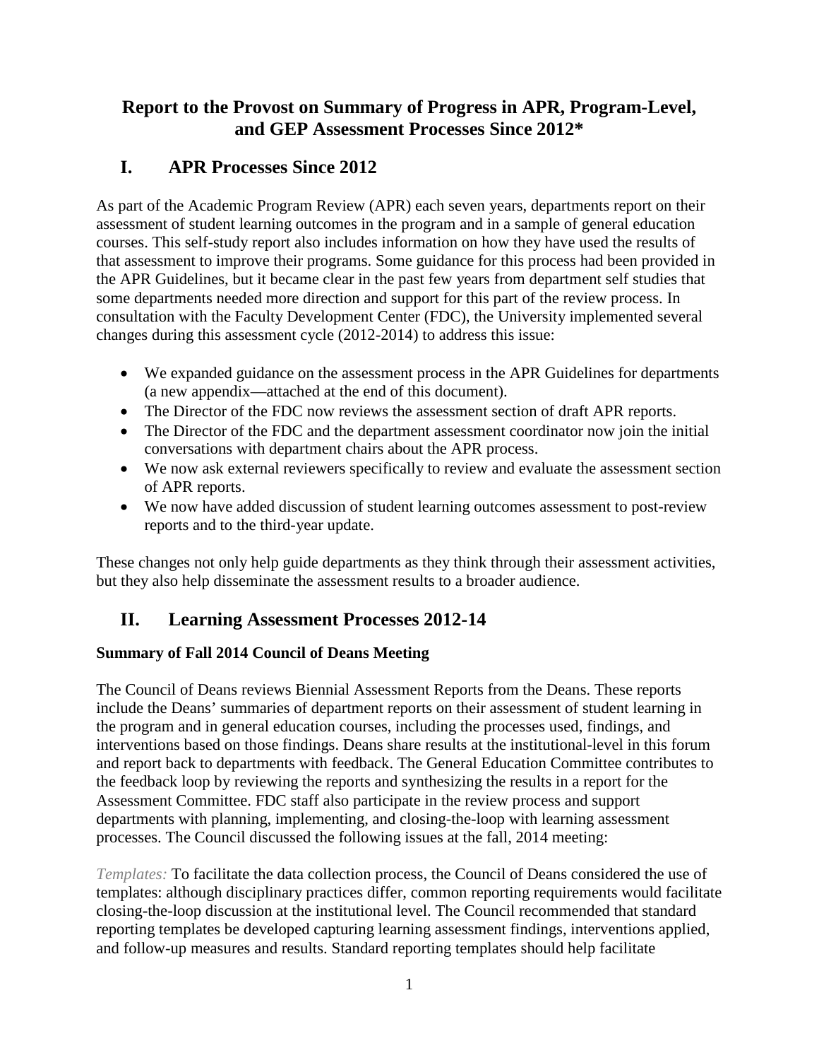# Report to the Provost on Summary of Progress in APR, Program-Level, and GEP Assessment Processes Since 2012*

## I. APR Processes Since 2012

As part of the Academic Program Review (APR) each seven years, departments report on their assessment of student learning outcomes in the program and in a sample of general education courses. This self-study report also includes information on how they have used the results of that assessment to improve their programs. Some guidance for this process had been provided in the APR Guidelines, but it became clear in the past few years from department self studies that some departments needed more direction and support for this part of the review process. In consultation with the Faculty Development Center (FDC), the University implemented several changes during this assessment cycle (2012-2014) to address this issue:

- We expanded guidance on the assessment process in the APR Guidelines for departments (a new appendix—attached at the end of this document).
- The Director of the FDC now reviews the assessment section of draft APR reports.
- The Director of the FDC and the department assessment coordinator now join the initial conversations with department chairs about the APR process.
- We now ask external reviewers specifically to review and evaluate the assessment section of APR reports.
- We now have added discussion of student learning outcomes assessment to post-review reports and to the third-year update.

These changes not only help guide departments as they think through their assessment activities, but they also help disseminate the assessment results to a broader audience.

## II. Learning Assessment Processes 2012-14

**Summary of Fall 2014 Council of Deans Meeting**

The Council of Deans reviews Biennial Assessment Reports from the Deans. These reports include the Deans' summaries of department reports on their assessment of student learning in the program and in general education courses, including the processes used, findings, and interventions based on those findings. Deans share results at the institutional-level in this forum and report back to departments with feedback. The General Education Committee contributes to the feedback loop by reviewing the reports and synthesizing the results in a report for the Assessment Committee. FDC staff also participate in the review process and support departments with planning, implementing, and closing-the-loop with learning assessment processes. The Council discussed the following issues at the fall, 2014 meeting:

*Templates:* To facilitate the data collection process, the Council of Deans considered the use of templates: although disciplinary practices differ, common reporting requirements would facilitate closing-the-loop discussion at the institutional level. The Council recommended that standard reporting templates be developed capturing learning assessment findings, interventions applied, and follow-up measures and results. Standard reporting templates should help facilitate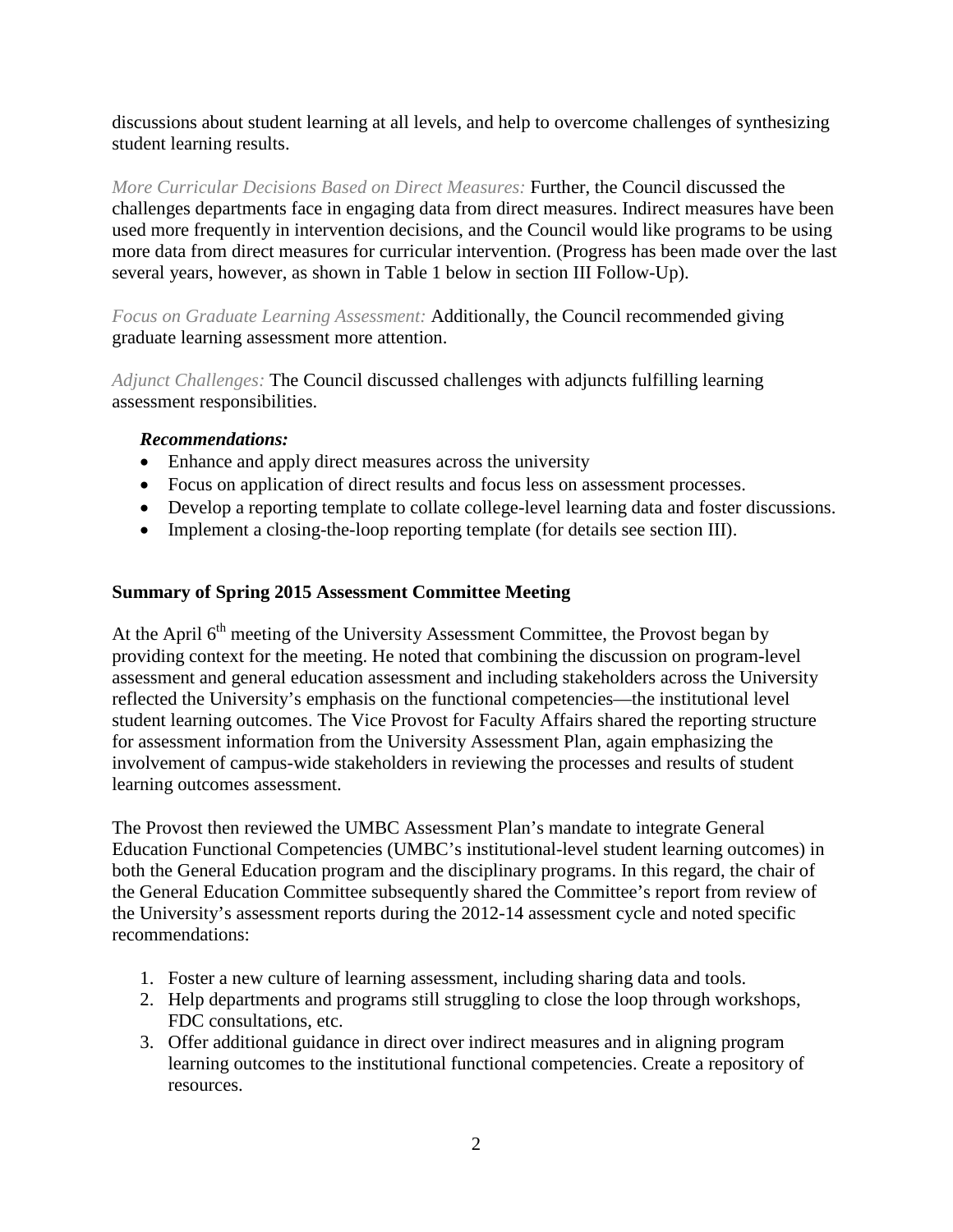discussions about student learning at all levels, and help to overcome challenges of synthesizing student learning results.

*More Curricular Decisions Based on Direct Measures:* Further, the Council discussed the challenges departments face in engaging data from direct measures. Indirect measures have been used more frequently in intervention decisions, and the Council would like programs to be using more data from direct measures for curricular intervention. (Progress has been made over the last several years, however, as shown in Table 1 below in section III Follow-Up).

*Focus on Graduate Learning Assessment:* Additionally, the Council recommended giving graduate learning assessment more attention.

*Adjunct Challenges:* The Council discussed challenges with adjuncts fulfilling learning assessment responsibilities.

***Recommendations:***

- Enhance and apply direct measures across the university
- Focus on application of direct results and focus less on assessment processes.
- Develop a reporting template to collate college-level learning data and foster discussions.
- Implement a closing-the-loop reporting template (for details see section III).

**Summary of Spring 2015 Assessment Committee Meeting**

At the April 6th meeting of the University Assessment Committee, the Provost began by providing context for the meeting. He noted that combining the discussion on program-level assessment and general education assessment and including stakeholders across the University reflected the University's emphasis on the functional competencies—the institutional level student learning outcomes. The Vice Provost for Faculty Affairs shared the reporting structure for assessment information from the University Assessment Plan, again emphasizing the involvement of campus-wide stakeholders in reviewing the processes and results of student learning outcomes assessment.

The Provost then reviewed the UMBC Assessment Plan's mandate to integrate General Education Functional Competencies (UMBC's institutional-level student learning outcomes) in both the General Education program and the disciplinary programs. In this regard, the chair of the General Education Committee subsequently shared the Committee's report from review of the University's assessment reports during the 2012-14 assessment cycle and noted specific recommendations:

1. Foster a new culture of learning assessment, including sharing data and tools.
2. Help departments and programs still struggling to close the loop through workshops, FDC consultations, etc.
3. Offer additional guidance in direct over indirect measures and in aligning program learning outcomes to the institutional functional competencies. Create a repository of resources.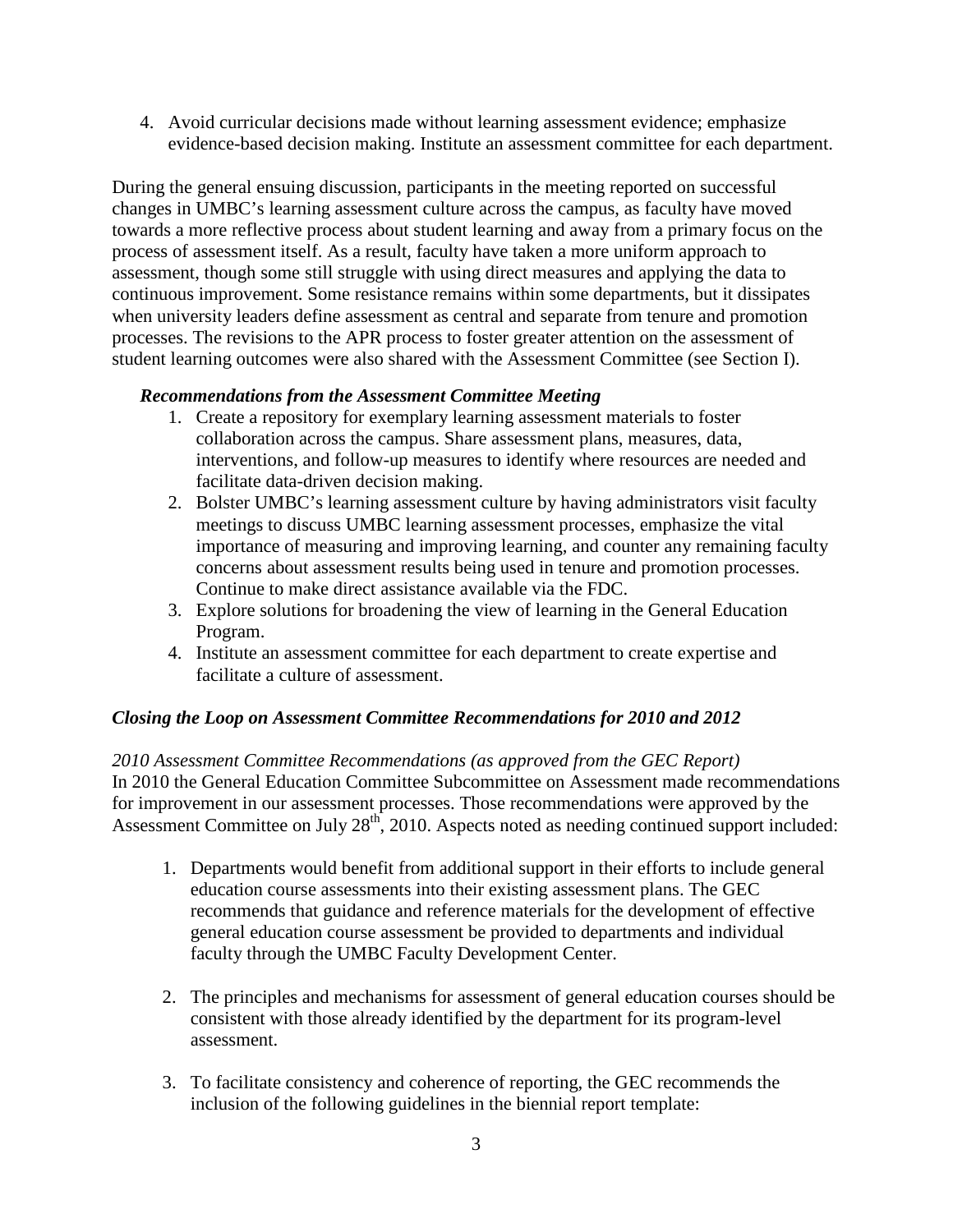4. Avoid curricular decisions made without learning assessment evidence; emphasize evidence-based decision making. Institute an assessment committee for each department.

During the general ensuing discussion, participants in the meeting reported on successful changes in UMBC's learning assessment culture across the campus, as faculty have moved towards a more reflective process about student learning and away from a primary focus on the process of assessment itself. As a result, faculty have taken a more uniform approach to assessment, though some still struggle with using direct measures and applying the data to continuous improvement. Some resistance remains within some departments, but it dissipates when university leaders define assessment as central and separate from tenure and promotion processes. The revisions to the APR process to foster greater attention on the assessment of student learning outcomes were also shared with the Assessment Committee (see Section I).

***Recommendations from the Assessment Committee Meeting***

1. Create a repository for exemplary learning assessment materials to foster collaboration across the campus. Share assessment plans, measures, data, interventions, and follow-up measures to identify where resources are needed and facilitate data-driven decision making.
2. Bolster UMBC's learning assessment culture by having administrators visit faculty meetings to discuss UMBC learning assessment processes, emphasize the vital importance of measuring and improving learning, and counter any remaining faculty concerns about assessment results being used in tenure and promotion processes. Continue to make direct assistance available via the FDC.
3. Explore solutions for broadening the view of learning in the General Education Program.
4. Institute an assessment committee for each department to create expertise and facilitate a culture of assessment.

***Closing the Loop on Assessment Committee Recommendations for 2010 and 2012***

*2010 Assessment Committee Recommendations (as approved from the GEC Report)*

In 2010 the General Education Committee Subcommittee on Assessment made recommendations for improvement in our assessment processes. Those recommendations were approved by the Assessment Committee on July 28th, 2010. Aspects noted as needing continued support included:

1. Departments would benefit from additional support in their efforts to include general education course assessments into their existing assessment plans. The GEC recommends that guidance and reference materials for the development of effective general education course assessment be provided to departments and individual faculty through the UMBC Faculty Development Center.

2. The principles and mechanisms for assessment of general education courses should be consistent with those already identified by the department for its program-level assessment.

3. To facilitate consistency and coherence of reporting, the GEC recommends the inclusion of the following guidelines in the biennial report template: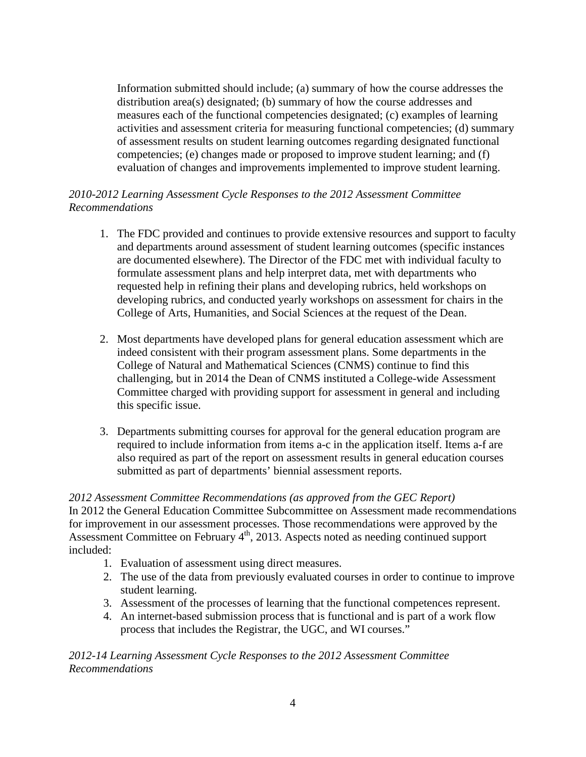Information submitted should include; (a) summary of how the course addresses the distribution area(s) designated; (b) summary of how the course addresses and measures each of the functional competencies designated; (c) examples of learning activities and assessment criteria for measuring functional competencies; (d) summary of assessment results on student learning outcomes regarding designated functional competencies; (e) changes made or proposed to improve student learning; and (f) evaluation of changes and improvements implemented to improve student learning.

*2010-2012 Learning Assessment Cycle Responses to the 2012 Assessment Committee Recommendations*

1. The FDC provided and continues to provide extensive resources and support to faculty and departments around assessment of student learning outcomes (specific instances are documented elsewhere). The Director of the FDC met with individual faculty to formulate assessment plans and help interpret data, met with departments who requested help in refining their plans and developing rubrics, held workshops on developing rubrics, and conducted yearly workshops on assessment for chairs in the College of Arts, Humanities, and Social Sciences at the request of the Dean.

2. Most departments have developed plans for general education assessment which are indeed consistent with their program assessment plans. Some departments in the College of Natural and Mathematical Sciences (CNMS) continue to find this challenging, but in 2014 the Dean of CNMS instituted a College-wide Assessment Committee charged with providing support for assessment in general and including this specific issue.

3. Departments submitting courses for approval for the general education program are required to include information from items a-c in the application itself. Items a-f are also required as part of the report on assessment results in general education courses submitted as part of departments' biennial assessment reports.

*2012 Assessment Committee Recommendations (as approved from the GEC Report)*
In 2012 the General Education Committee Subcommittee on Assessment made recommendations for improvement in our assessment processes. Those recommendations were approved by the Assessment Committee on February 4th, 2013. Aspects noted as needing continued support included:

1. Evaluation of assessment using direct measures.
2. The use of the data from previously evaluated courses in order to continue to improve student learning.
3. Assessment of the processes of learning that the functional competences represent.
4. An internet-based submission process that is functional and is part of a work flow process that includes the Registrar, the UGC, and WI courses."

*2012-14 Learning Assessment Cycle Responses to the 2012 Assessment Committee Recommendations*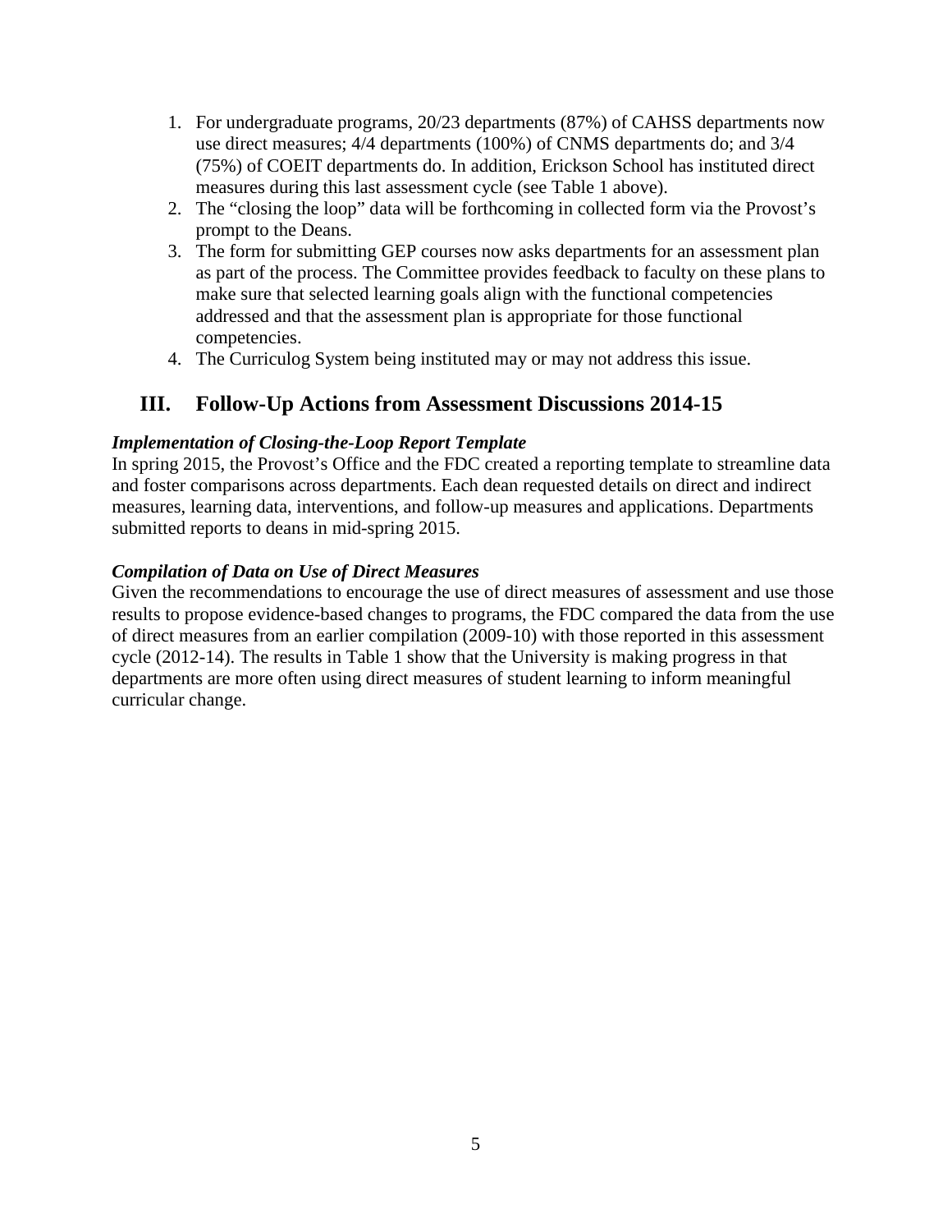1. For undergraduate programs, 20/23 departments (87%) of CAHSS departments now use direct measures; 4/4 departments (100%) of CNMS departments do; and 3/4 (75%) of COEIT departments do. In addition, Erickson School has instituted direct measures during this last assessment cycle (see Table 1 above).
2. The "closing the loop" data will be forthcoming in collected form via the Provost's prompt to the Deans.
3. The form for submitting GEP courses now asks departments for an assessment plan as part of the process. The Committee provides feedback to faculty on these plans to make sure that selected learning goals align with the functional competencies addressed and that the assessment plan is appropriate for those functional competencies.
4. The Curriculog System being instituted may or may not address this issue.

## III. Follow-Up Actions from Assessment Discussions 2014-15

***Implementation of Closing-the-Loop Report Template***

In spring 2015, the Provost's Office and the FDC created a reporting template to streamline data and foster comparisons across departments. Each dean requested details on direct and indirect measures, learning data, interventions, and follow-up measures and applications. Departments submitted reports to deans in mid-spring 2015.

***Compilation of Data on Use of Direct Measures***

Given the recommendations to encourage the use of direct measures of assessment and use those results to propose evidence-based changes to programs, the FDC compared the data from the use of direct measures from an earlier compilation (2009-10) with those reported in this assessment cycle (2012-14). The results in Table 1 show that the University is making progress in that departments are more often using direct measures of student learning to inform meaningful curricular change.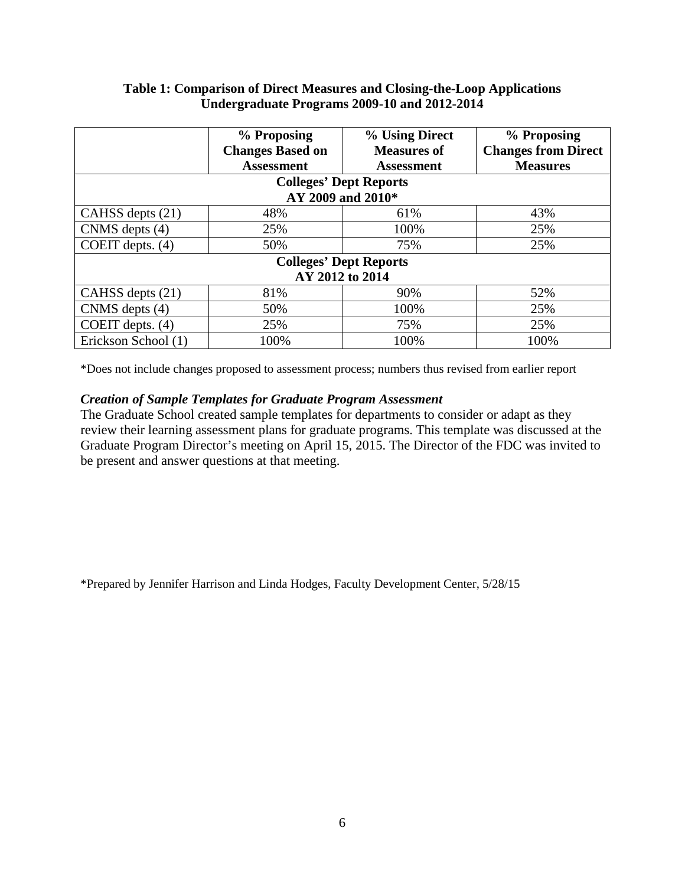**Table 1: Comparison of Direct Measures and Closing-the-Loop Applications Undergraduate Programs 2009-10 and 2012-2014**

| | % Proposing Changes Based on Assessment | % Using Direct Measures of Assessment | % Proposing Changes from Direct Measures |
|---|---|---|---|
| **Colleges' Dept Reports AY 2009 and 2010*** | | | |
| CAHSS depts (21) | 48% | 61% | 43% |
| CNMS depts (4) | 25% | 100% | 25% |
| COEIT depts. (4) | 50% | 75% | 25% |
| **Colleges' Dept Reports AY 2012 to 2014** | | | |
| CAHSS depts (21) | 81% | 90% | 52% |
| CNMS depts (4) | 50% | 100% | 25% |
| COEIT depts. (4) | 25% | 75% | 25% |
| Erickson School (1) | 100% | 100% | 100% |

*Does not include changes proposed to assessment process; numbers thus revised from earlier report

***Creation of Sample Templates for Graduate Program Assessment***

The Graduate School created sample templates for departments to consider or adapt as they review their learning assessment plans for graduate programs. This template was discussed at the Graduate Program Director's meeting on April 15, 2015. The Director of the FDC was invited to be present and answer questions at that meeting.

*Prepared by Jennifer Harrison and Linda Hodges, Faculty Development Center, 5/28/15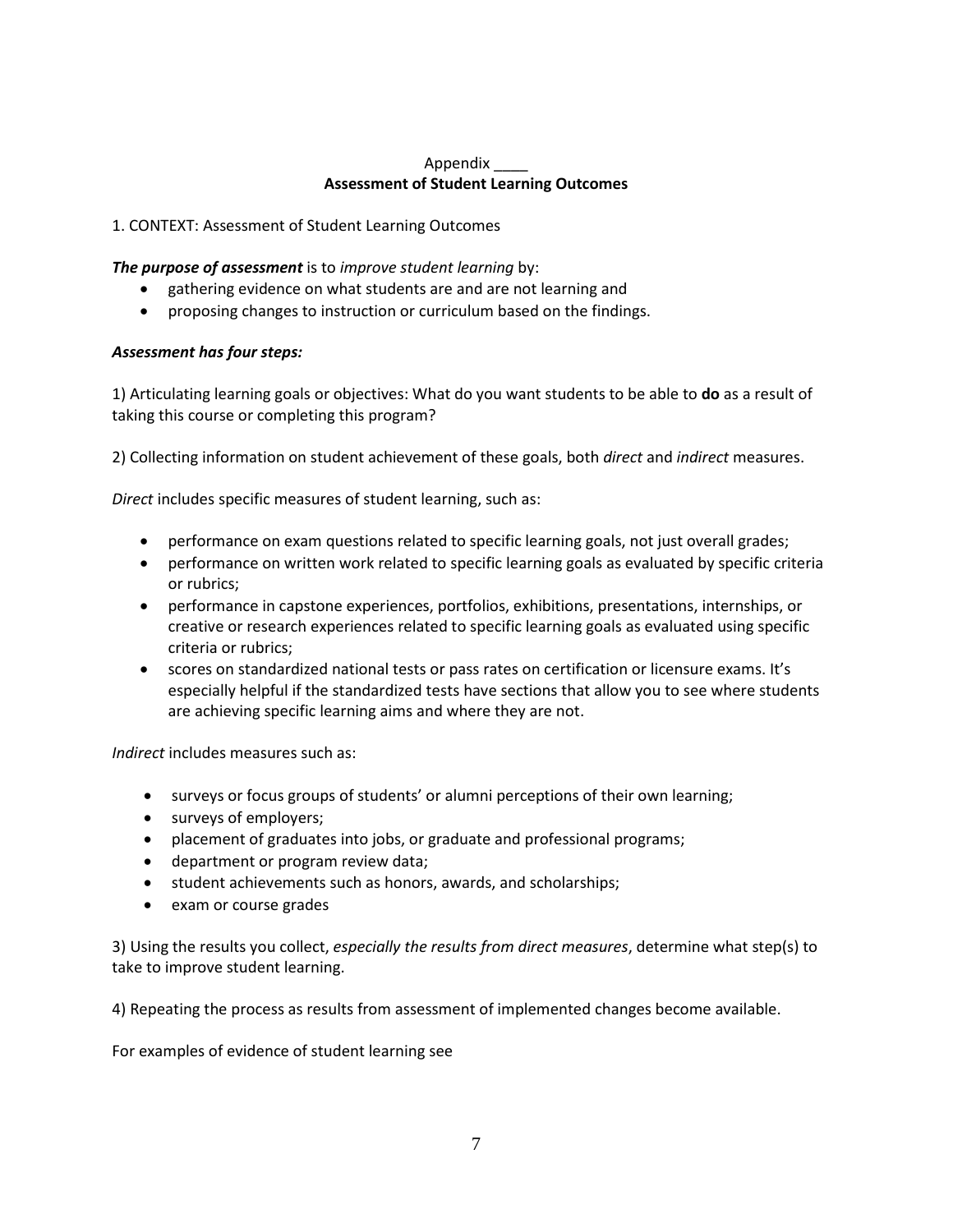Appendix ____
**Assessment of Student Learning Outcomes**

1. CONTEXT: Assessment of Student Learning Outcomes

***The purpose of assessment*** is to *improve student learning* by:

- gathering evidence on what students are and are not learning and
- proposing changes to instruction or curriculum based on the findings.

***Assessment has four steps:***

1) Articulating learning goals or objectives: What do you want students to be able to **do** as a result of taking this course or completing this program?

2) Collecting information on student achievement of these goals, both *direct* and *indirect* measures.

*Direct* includes specific measures of student learning, such as:

- performance on exam questions related to specific learning goals, not just overall grades;
- performance on written work related to specific learning goals as evaluated by specific criteria or rubrics;
- performance in capstone experiences, portfolios, exhibitions, presentations, internships, or creative or research experiences related to specific learning goals as evaluated using specific criteria or rubrics;
- scores on standardized national tests or pass rates on certification or licensure exams. It's especially helpful if the standardized tests have sections that allow you to see where students are achieving specific learning aims and where they are not.

*Indirect* includes measures such as:

- surveys or focus groups of students' or alumni perceptions of their own learning;
- surveys of employers;
- placement of graduates into jobs, or graduate and professional programs;
- department or program review data;
- student achievements such as honors, awards, and scholarships;
- exam or course grades

3) Using the results you collect, *especially the results from direct measures*, determine what step(s) to take to improve student learning.

4) Repeating the process as results from assessment of implemented changes become available.

For examples of evidence of student learning see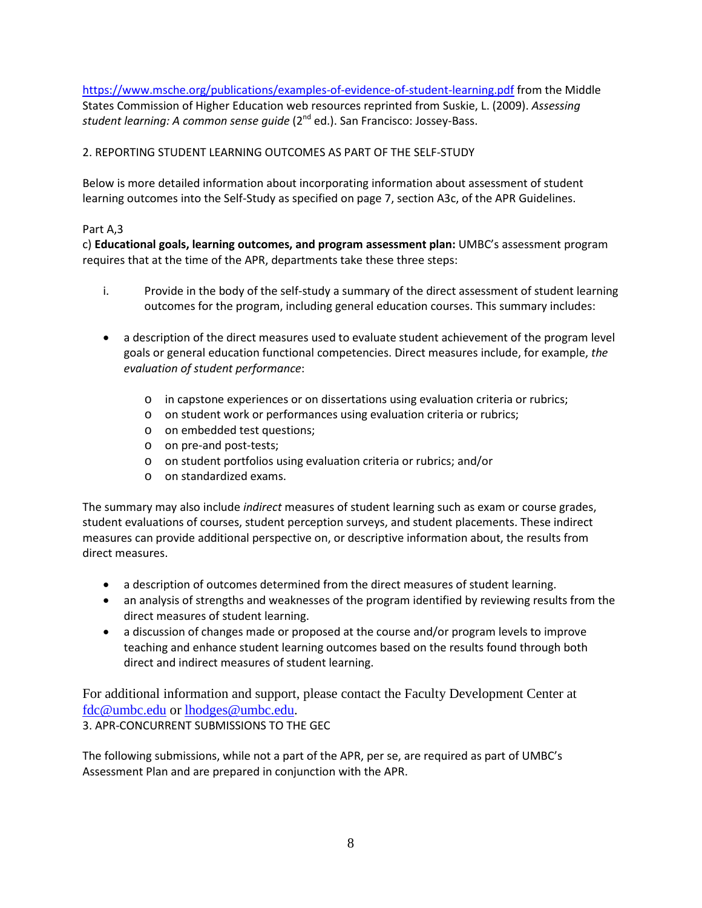https://www.msche.org/publications/examples-of-evidence-of-student-learning.pdf from the Middle States Commission of Higher Education web resources reprinted from Suskie, L. (2009). *Assessing student learning: A common sense guide* (2nd ed.). San Francisco: Jossey-Bass.

## 2. REPORTING STUDENT LEARNING OUTCOMES AS PART OF THE SELF-STUDY

Below is more detailed information about incorporating information about assessment of student learning outcomes into the Self-Study as specified on page 7, section A3c, of the APR Guidelines.

Part A,3

c) **Educational goals, learning outcomes, and program assessment plan:** UMBC's assessment program requires that at the time of the APR, departments take these three steps:

i. Provide in the body of the self-study a summary of the direct assessment of student learning outcomes for the program, including general education courses. This summary includes:

- a description of the direct measures used to evaluate student achievement of the program level goals or general education functional competencies. Direct measures include, for example, *the evaluation of student performance*:
  - in capstone experiences or on dissertations using evaluation criteria or rubrics;
  - on student work or performances using evaluation criteria or rubrics;
  - on embedded test questions;
  - on pre-and post-tests;
  - on student portfolios using evaluation criteria or rubrics; and/or
  - on standardized exams.

The summary may also include *indirect* measures of student learning such as exam or course grades, student evaluations of courses, student perception surveys, and student placements. These indirect measures can provide additional perspective on, or descriptive information about, the results from direct measures.

- a description of outcomes determined from the direct measures of student learning.
- an analysis of strengths and weaknesses of the program identified by reviewing results from the direct measures of student learning.
- a discussion of changes made or proposed at the course and/or program levels to improve teaching and enhance student learning outcomes based on the results found through both direct and indirect measures of student learning.

For additional information and support, please contact the Faculty Development Center at fdc@umbc.edu or lhodges@umbc.edu.

## 3. APR-CONCURRENT SUBMISSIONS TO THE GEC

The following submissions, while not a part of the APR, per se, are required as part of UMBC's Assessment Plan and are prepared in conjunction with the APR.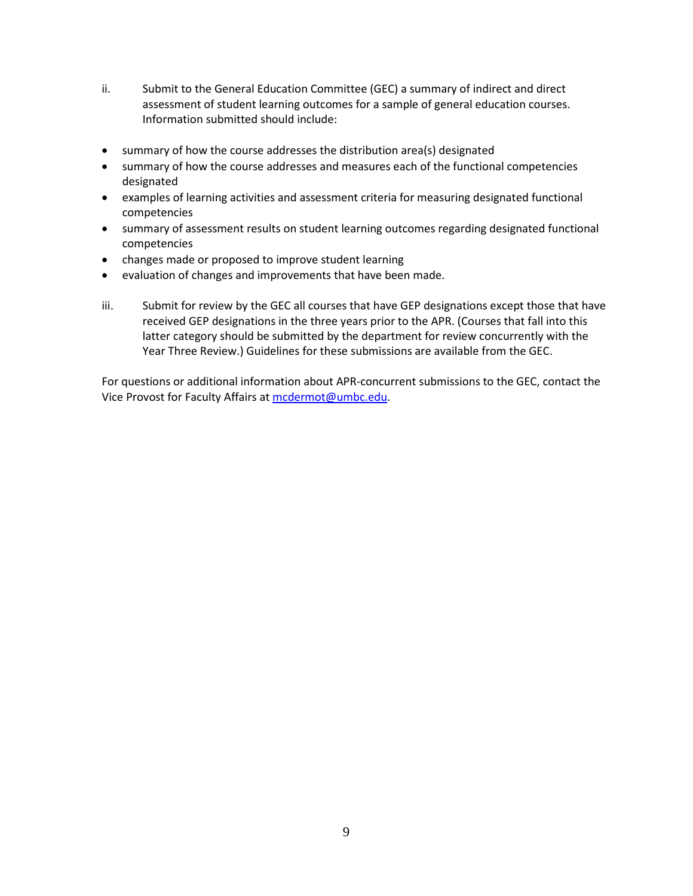ii. Submit to the General Education Committee (GEC) a summary of indirect and direct assessment of student learning outcomes for a sample of general education courses. Information submitted should include:

- summary of how the course addresses the distribution area(s) designated
- summary of how the course addresses and measures each of the functional competencies designated
- examples of learning activities and assessment criteria for measuring designated functional competencies
- summary of assessment results on student learning outcomes regarding designated functional competencies
- changes made or proposed to improve student learning
- evaluation of changes and improvements that have been made.

iii. Submit for review by the GEC all courses that have GEP designations except those that have received GEP designations in the three years prior to the APR. (Courses that fall into this latter category should be submitted by the department for review concurrently with the Year Three Review.) Guidelines for these submissions are available from the GEC.

For questions or additional information about APR-concurrent submissions to the GEC, contact the Vice Provost for Faculty Affairs at [mcdermot@umbc.edu](mailto:mcdermot@umbc.edu).